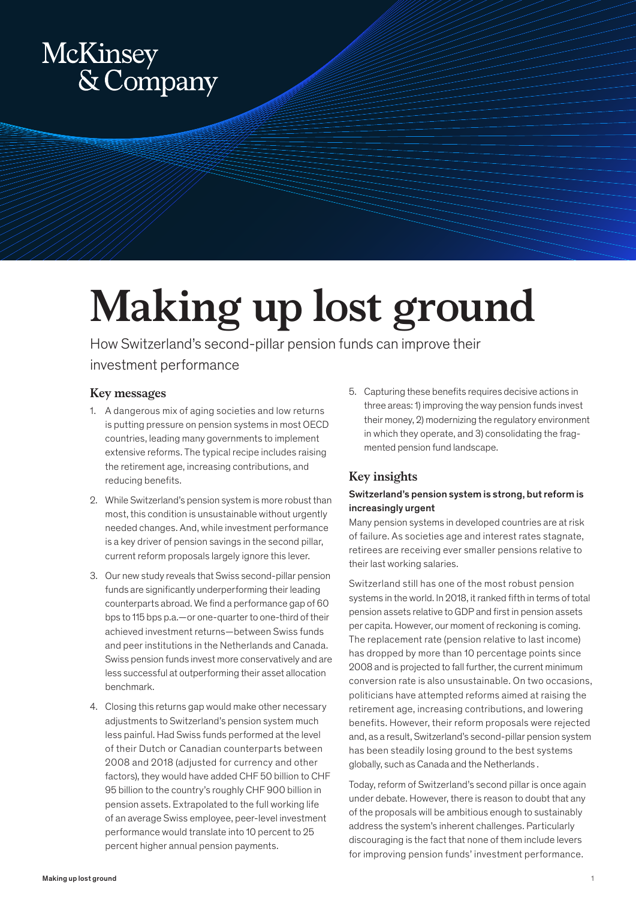McKinsey & Company

# Making up lost ground

How Switzerland's second-pillar pension funds can improve their investment performance

## Key messages

1. A dangerous mix of aging societies and low returns is putting pressure on pension systems in most OECD countries, leading many governments to implement extensive reforms. The typical recipe includes raising the retirement age, increasing contributions, and reducing benefits.

2. While Switzerland's pension system is more robust than most, this condition is unsustainable without urgently needed changes. And, while investment performance is a key driver of pension savings in the second pillar, current reform proposals largely ignore this lever.

3. Our new study reveals that Swiss second-pillar pension funds are significantly underperforming their leading counterparts abroad. We find a performance gap of 60 bps to 115 bps p.a.—or one-quarter to one-third of their achieved investment returns—between Swiss funds and peer institutions in the Netherlands and Canada. Swiss pension funds invest more conservatively and are less successful at outperforming their asset allocation benchmark.

4. Closing this returns gap would make other necessary adjustments to Switzerland's pension system much less painful. Had Swiss funds performed at the level of their Dutch or Canadian counterparts between 2008 and 2018 (adjusted for currency and other factors), they would have added CHF 50 billion to CHF 95 billion to the country's roughly CHF 900 billion in pension assets. Extrapolated to the full working life of an average Swiss employee, peer-level investment performance would translate into 10 percent to 25 percent higher annual pension payments.

5. Capturing these benefits requires decisive actions in three areas: 1) improving the way pension funds invest their money, 2) modernizing the regulatory environment in which they operate, and 3) consolidating the fragmented pension fund landscape.

## Key insights

**Switzerland's pension system is strong, but reform is increasingly urgent**

Many pension systems in developed countries are at risk of failure. As societies age and interest rates stagnate, retirees are receiving ever smaller pensions relative to their last working salaries.

Switzerland still has one of the most robust pension systems in the world. In 2018, it ranked fifth in terms of total pension assets relative to GDP and first in pension assets per capita. However, our moment of reckoning is coming. The replacement rate (pension relative to last income) has dropped by more than 10 percentage points since 2008 and is projected to fall further, the current minimum conversion rate is also unsustainable. On two occasions, politicians have attempted reforms aimed at raising the retirement age, increasing contributions, and lowering benefits. However, their reform proposals were rejected and, as a result, Switzerland's second-pillar pension system has been steadily losing ground to the best systems globally, such as Canada and the Netherlands.

Today, reform of Switzerland's second pillar is once again under debate. However, there is reason to doubt that any of the proposals will be ambitious enough to sustainably address the system's inherent challenges. Particularly discouraging is the fact that none of them include levers for improving pension funds' investment performance.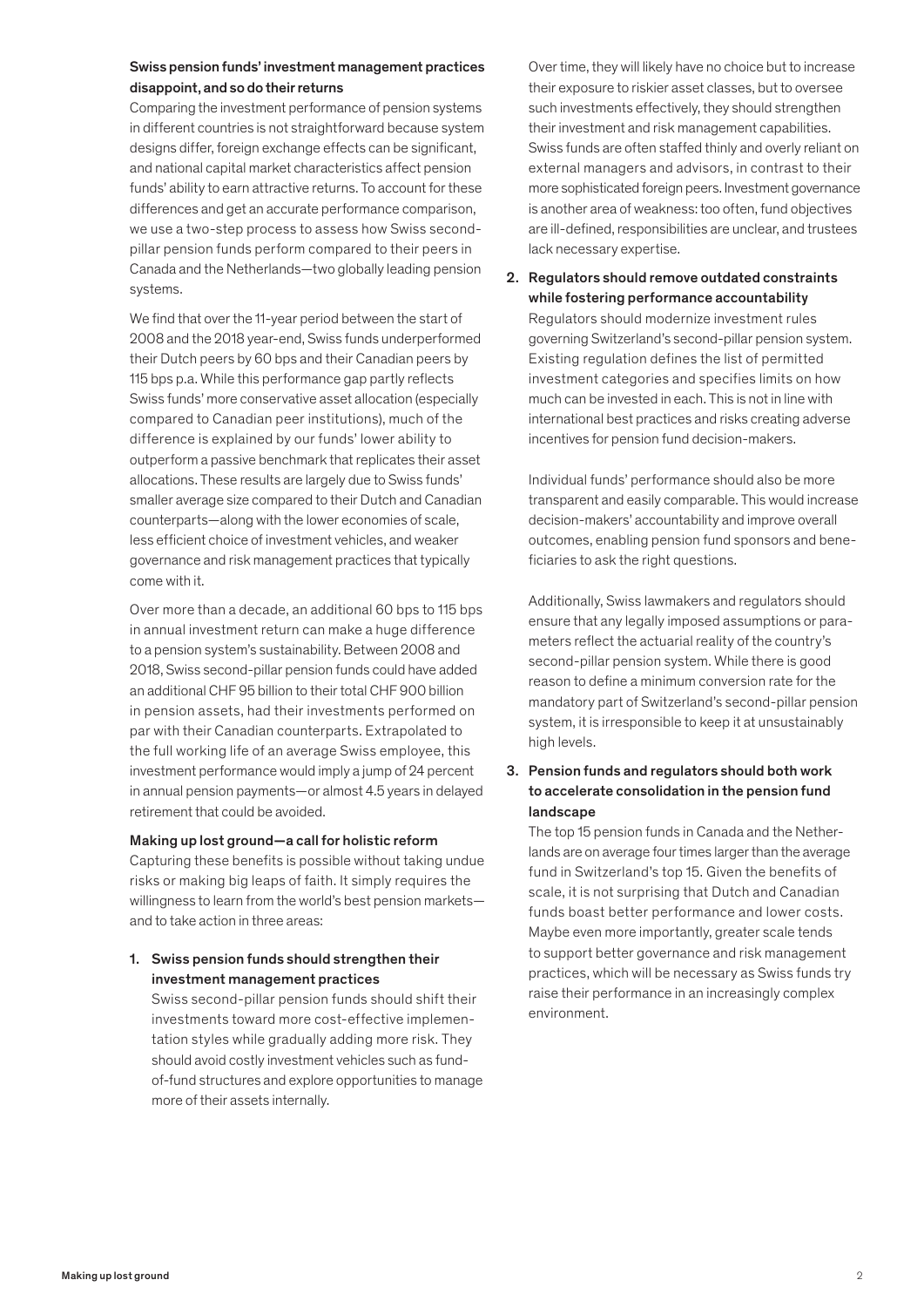### Swiss pension funds' investment management practices disappoint, and so do their returns

Comparing the investment performance of pension systems in different countries is not straightforward because system designs differ, foreign exchange effects can be significant, and national capital market characteristics affect pension funds' ability to earn attractive returns. To account for these differences and get an accurate performance comparison, we use a two-step process to assess how Swiss second-pillar pension funds perform compared to their peers in Canada and the Netherlands—two globally leading pension systems.

We find that over the 11-year period between the start of 2008 and the 2018 year-end, Swiss funds underperformed their Dutch peers by 60 bps and their Canadian peers by 115 bps p.a. While this performance gap partly reflects Swiss funds' more conservative asset allocation (especially compared to Canadian peer institutions), much of the difference is explained by our funds' lower ability to outperform a passive benchmark that replicates their asset allocations. These results are largely due to Swiss funds' smaller average size compared to their Dutch and Canadian counterparts—along with the lower economies of scale, less efficient choice of investment vehicles, and weaker governance and risk management practices that typically come with it.

Over more than a decade, an additional 60 bps to 115 bps in annual investment return can make a huge difference to a pension system's sustainability. Between 2008 and 2018, Swiss second-pillar pension funds could have added an additional CHF 95 billion to their total CHF 900 billion in pension assets, had their investments performed on par with their Canadian counterparts. Extrapolated to the full working life of an average Swiss employee, this investment performance would imply a jump of 24 percent in annual pension payments—or almost 4.5 years in delayed retirement that could be avoided.

### Making up lost ground—a call for holistic reform

Capturing these benefits is possible without taking undue risks or making big leaps of faith. It simply requires the willingness to learn from the world's best pension markets—and to take action in three areas:

1. **Swiss pension funds should strengthen their investment management practices**

   Swiss second-pillar pension funds should shift their investments toward more cost-effective implementation styles while gradually adding more risk. They should avoid costly investment vehicles such as fund-of-fund structures and explore opportunities to manage more of their assets internally.

   Over time, they will likely have no choice but to increase their exposure to riskier asset classes, but to oversee such investments effectively, they should strengthen their investment and risk management capabilities. Swiss funds are often staffed thinly and overly reliant on external managers and advisors, in contrast to their more sophisticated foreign peers. Investment governance is another area of weakness: too often, fund objectives are ill-defined, responsibilities are unclear, and trustees lack necessary expertise.

2. **Regulators should remove outdated constraints while fostering performance accountability**

   Regulators should modernize investment rules governing Switzerland's second-pillar pension system. Existing regulation defines the list of permitted investment categories and specifies limits on how much can be invested in each. This is not in line with international best practices and risks creating adverse incentives for pension fund decision-makers.

   Individual funds' performance should also be more transparent and easily comparable. This would increase decision-makers' accountability and improve overall outcomes, enabling pension fund sponsors and beneficiaries to ask the right questions.

   Additionally, Swiss lawmakers and regulators should ensure that any legally imposed assumptions or parameters reflect the actuarial reality of the country's second-pillar pension system. While there is good reason to define a minimum conversion rate for the mandatory part of Switzerland's second-pillar pension system, it is irresponsible to keep it at unsustainably high levels.

3. **Pension funds and regulators should both work to accelerate consolidation in the pension fund landscape**

   The top 15 pension funds in Canada and the Netherlands are on average four times larger than the average fund in Switzerland's top 15. Given the benefits of scale, it is not surprising that Dutch and Canadian funds boast better performance and lower costs. Maybe even more importantly, greater scale tends to support better governance and risk management practices, which will be necessary as Swiss funds try raise their performance in an increasingly complex environment.